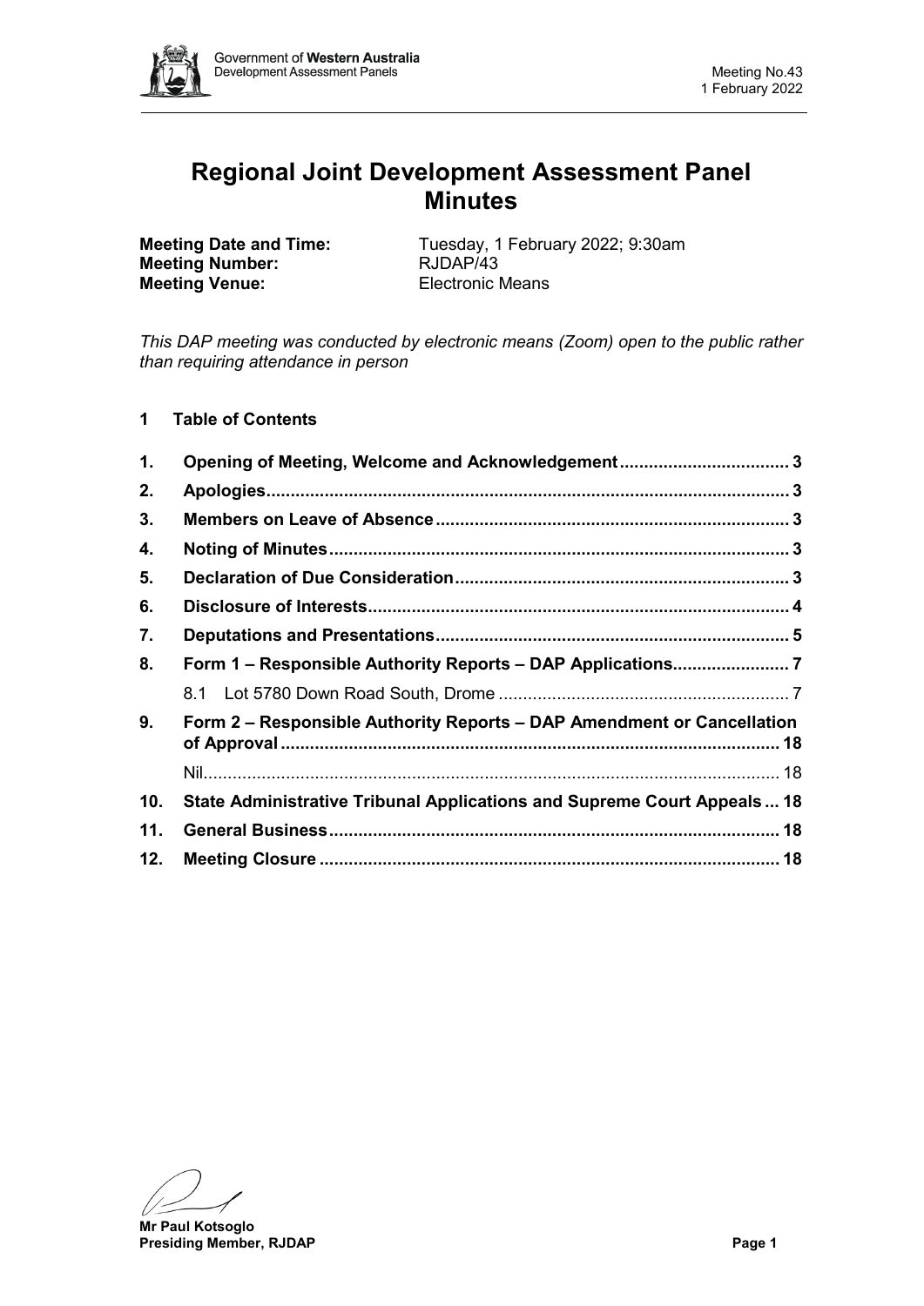# Regional Joint Development Assessment Panel Minutes

**Meeting Date and Time:** Tuesday, 1 February 2022; 9:30am
**Meeting Number:** RJDAP/43
**Meeting Venue:** Electronic Means

*This DAP meeting was conducted by electronic means (Zoom) open to the public rather than requiring attendance in person*

## 1 Table of Contents

| | | |
|---|---|---|
| **1.** | **Opening of Meeting, Welcome and Acknowledgement** | **3** |
| **2.** | **Apologies** | **3** |
| **3.** | **Members on Leave of Absence** | **3** |
| **4.** | **Noting of Minutes** | **3** |
| **5.** | **Declaration of Due Consideration** | **3** |
| **6.** | **Disclosure of Interests** | **4** |
| **7.** | **Deputations and Presentations** | **5** |
| **8.** | **Form 1 – Responsible Authority Reports – DAP Applications** | **7** |
| | 8.1 Lot 5780 Down Road South, Drome | 7 |
| **9.** | **Form 2 – Responsible Authority Reports – DAP Amendment or Cancellation of Approval** | **18** |
| | Nil | 18 |
| **10.** | **State Administrative Tribunal Applications and Supreme Court Appeals** | **18** |
| **11.** | **General Business** | **18** |
| **12.** | **Meeting Closure** | **18** |

**Mr Paul Kotsoglo**
**Presiding Member, RJDAP**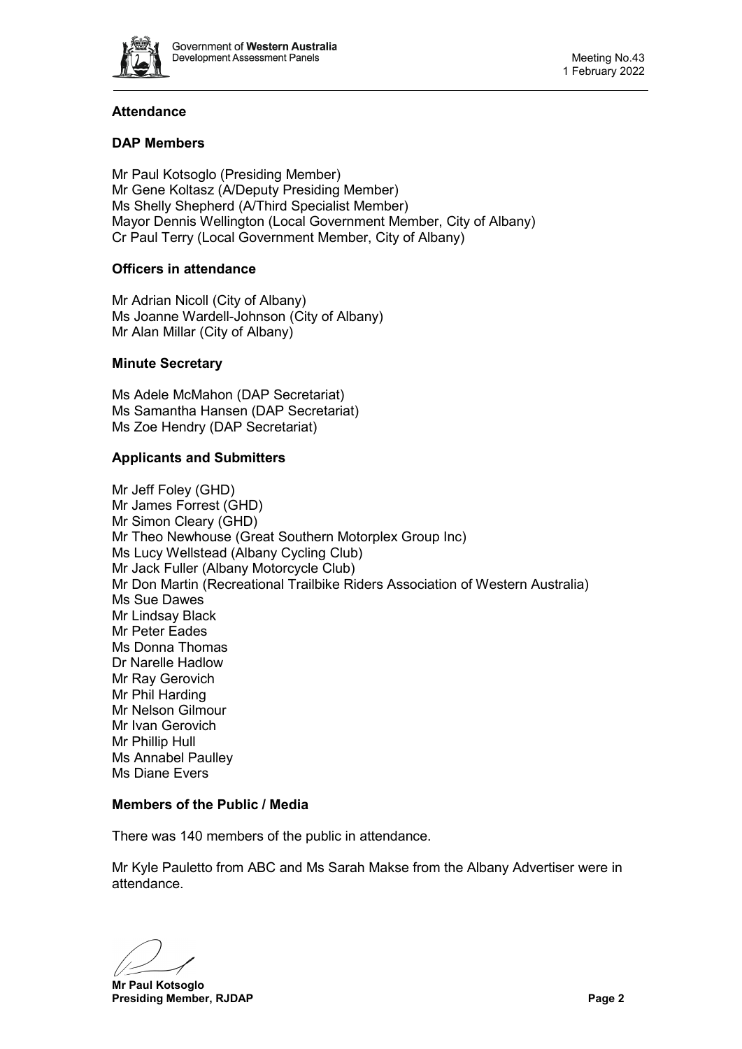## Attendance

### DAP Members

Mr Paul Kotsoglo (Presiding Member)
Mr Gene Koltasz (A/Deputy Presiding Member)
Ms Shelly Shepherd (A/Third Specialist Member)
Mayor Dennis Wellington (Local Government Member, City of Albany)
Cr Paul Terry (Local Government Member, City of Albany)

### Officers in attendance

Mr Adrian Nicoll (City of Albany)
Ms Joanne Wardell-Johnson (City of Albany)
Mr Alan Millar (City of Albany)

### Minute Secretary

Ms Adele McMahon (DAP Secretariat)
Ms Samantha Hansen (DAP Secretariat)
Ms Zoe Hendry (DAP Secretariat)

### Applicants and Submitters

Mr Jeff Foley (GHD)
Mr James Forrest (GHD)
Mr Simon Cleary (GHD)
Mr Theo Newhouse (Great Southern Motorplex Group Inc)
Ms Lucy Wellstead (Albany Cycling Club)
Mr Jack Fuller (Albany Motorcycle Club)
Mr Don Martin (Recreational Trailbike Riders Association of Western Australia)
Ms Sue Dawes
Mr Lindsay Black
Mr Peter Eades
Ms Donna Thomas
Dr Narelle Hadlow
Mr Ray Gerovich
Mr Phil Harding
Mr Nelson Gilmour
Mr Ivan Gerovich
Mr Phillip Hull
Ms Annabel Paulley
Ms Diane Evers

### Members of the Public / Media

There was 140 members of the public in attendance.

Mr Kyle Pauletto from ABC and Ms Sarah Makse from the Albany Advertiser were in attendance.

**Mr Paul Kotsoglo**
**Presiding Member, RJDAP**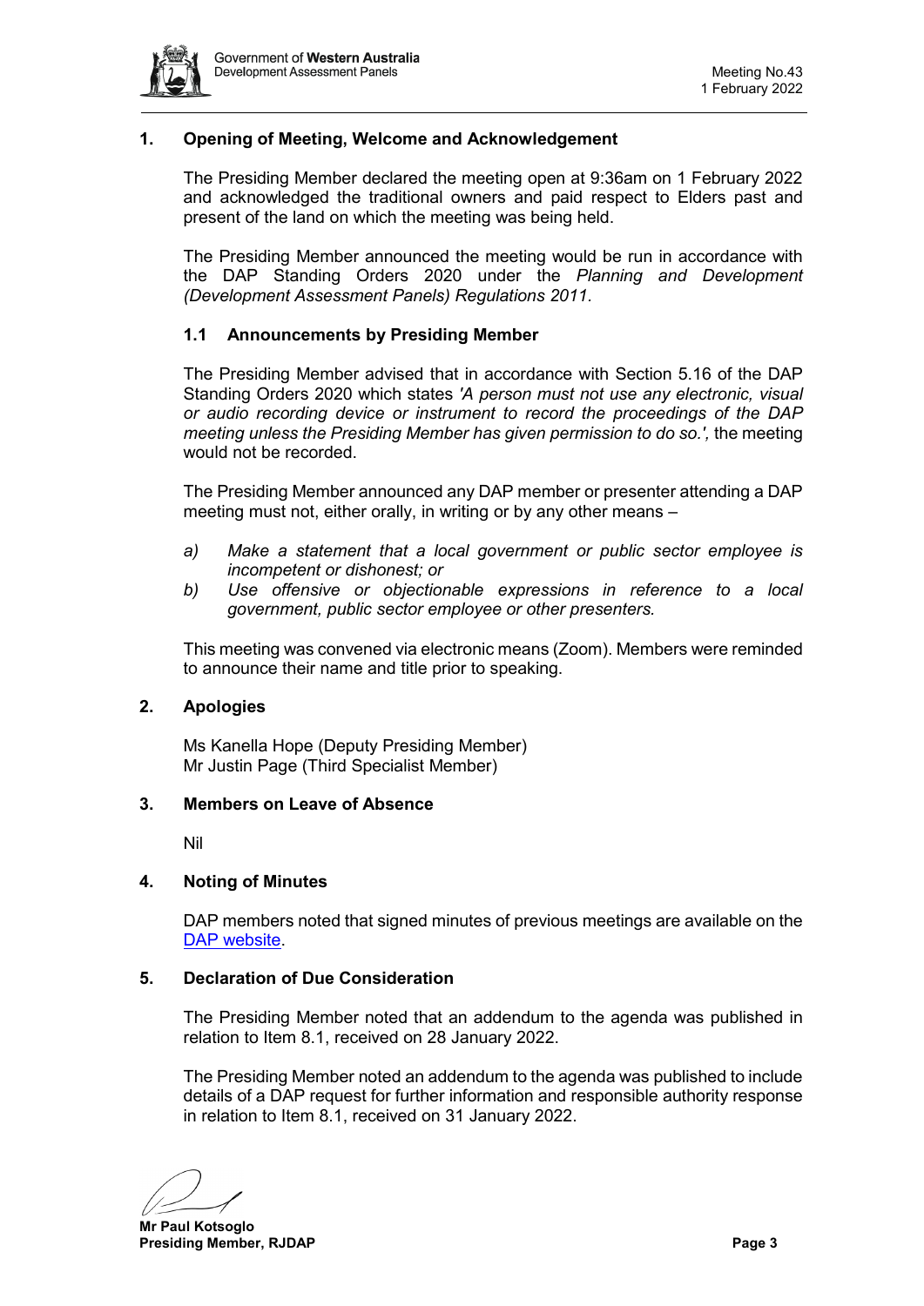## 1. Opening of Meeting, Welcome and Acknowledgement

The Presiding Member declared the meeting open at 9:36am on 1 February 2022 and acknowledged the traditional owners and paid respect to Elders past and present of the land on which the meeting was being held.

The Presiding Member announced the meeting would be run in accordance with the DAP Standing Orders 2020 under the *Planning and Development (Development Assessment Panels) Regulations 2011.*

### 1.1 Announcements by Presiding Member

The Presiding Member advised that in accordance with Section 5.16 of the DAP Standing Orders 2020 which states *'A person must not use any electronic, visual or audio recording device or instrument to record the proceedings of the DAP meeting unless the Presiding Member has given permission to do so.',* the meeting would not be recorded.

The Presiding Member announced any DAP member or presenter attending a DAP meeting must not, either orally, in writing or by any other means –

*a) Make a statement that a local government or public sector employee is incompetent or dishonest; or*

*b) Use offensive or objectionable expressions in reference to a local government, public sector employee or other presenters.*

This meeting was convened via electronic means (Zoom). Members were reminded to announce their name and title prior to speaking.

## 2. Apologies

Ms Kanella Hope (Deputy Presiding Member)
Mr Justin Page (Third Specialist Member)

## 3. Members on Leave of Absence

Nil

## 4. Noting of Minutes

DAP members noted that signed minutes of previous meetings are available on the DAP website.

## 5. Declaration of Due Consideration

The Presiding Member noted that an addendum to the agenda was published in relation to Item 8.1, received on 28 January 2022.

The Presiding Member noted an addendum to the agenda was published to include details of a DAP request for further information and responsible authority response in relation to Item 8.1, received on 31 January 2022.

**Mr Paul Kotsoglo**
**Presiding Member, RJDAP**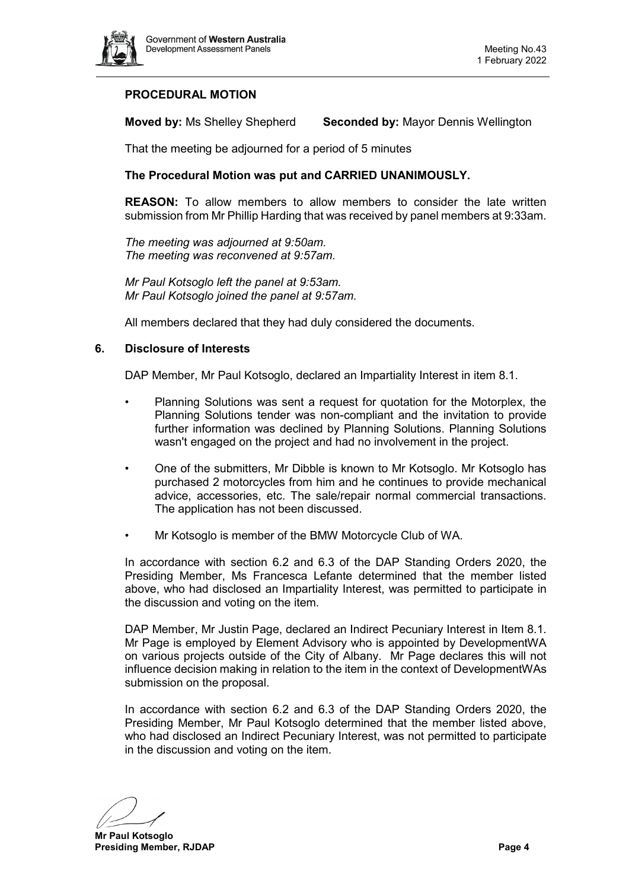**PROCEDURAL MOTION**

**Moved by:** Ms Shelley Shepherd **Seconded by:** Mayor Dennis Wellington

That the meeting be adjourned for a period of 5 minutes

**The Procedural Motion was put and CARRIED UNANIMOUSLY.**

**REASON:** To allow members to allow members to consider the late written submission from Mr Phillip Harding that was received by panel members at 9:33am.

*The meeting was adjourned at 9:50am.*
*The meeting was reconvened at 9:57am.*

*Mr Paul Kotsoglo left the panel at 9:53am.*
*Mr Paul Kotsoglo joined the panel at 9:57am.*

All members declared that they had duly considered the documents.

## 6. Disclosure of Interests

DAP Member, Mr Paul Kotsoglo, declared an Impartiality Interest in item 8.1.

- Planning Solutions was sent a request for quotation for the Motorplex, the Planning Solutions tender was non-compliant and the invitation to provide further information was declined by Planning Solutions. Planning Solutions wasn't engaged on the project and had no involvement in the project.
- One of the submitters, Mr Dibble is known to Mr Kotsoglo. Mr Kotsoglo has purchased 2 motorcycles from him and he continues to provide mechanical advice, accessories, etc. The sale/repair normal commercial transactions. The application has not been discussed.
- Mr Kotsoglo is member of the BMW Motorcycle Club of WA.

In accordance with section 6.2 and 6.3 of the DAP Standing Orders 2020, the Presiding Member, Ms Francesca Lefante determined that the member listed above, who had disclosed an Impartiality Interest, was permitted to participate in the discussion and voting on the item.

DAP Member, Mr Justin Page, declared an Indirect Pecuniary Interest in Item 8.1. Mr Page is employed by Element Advisory who is appointed by DevelopmentWA on various projects outside of the City of Albany. Mr Page declares this will not influence decision making in relation to the item in the context of DevelopmentWAs submission on the proposal.

In accordance with section 6.2 and 6.3 of the DAP Standing Orders 2020, the Presiding Member, Mr Paul Kotsoglo determined that the member listed above, who had disclosed an Indirect Pecuniary Interest, was not permitted to participate in the discussion and voting on the item.

**Mr Paul Kotsoglo**
**Presiding Member, RJDAP**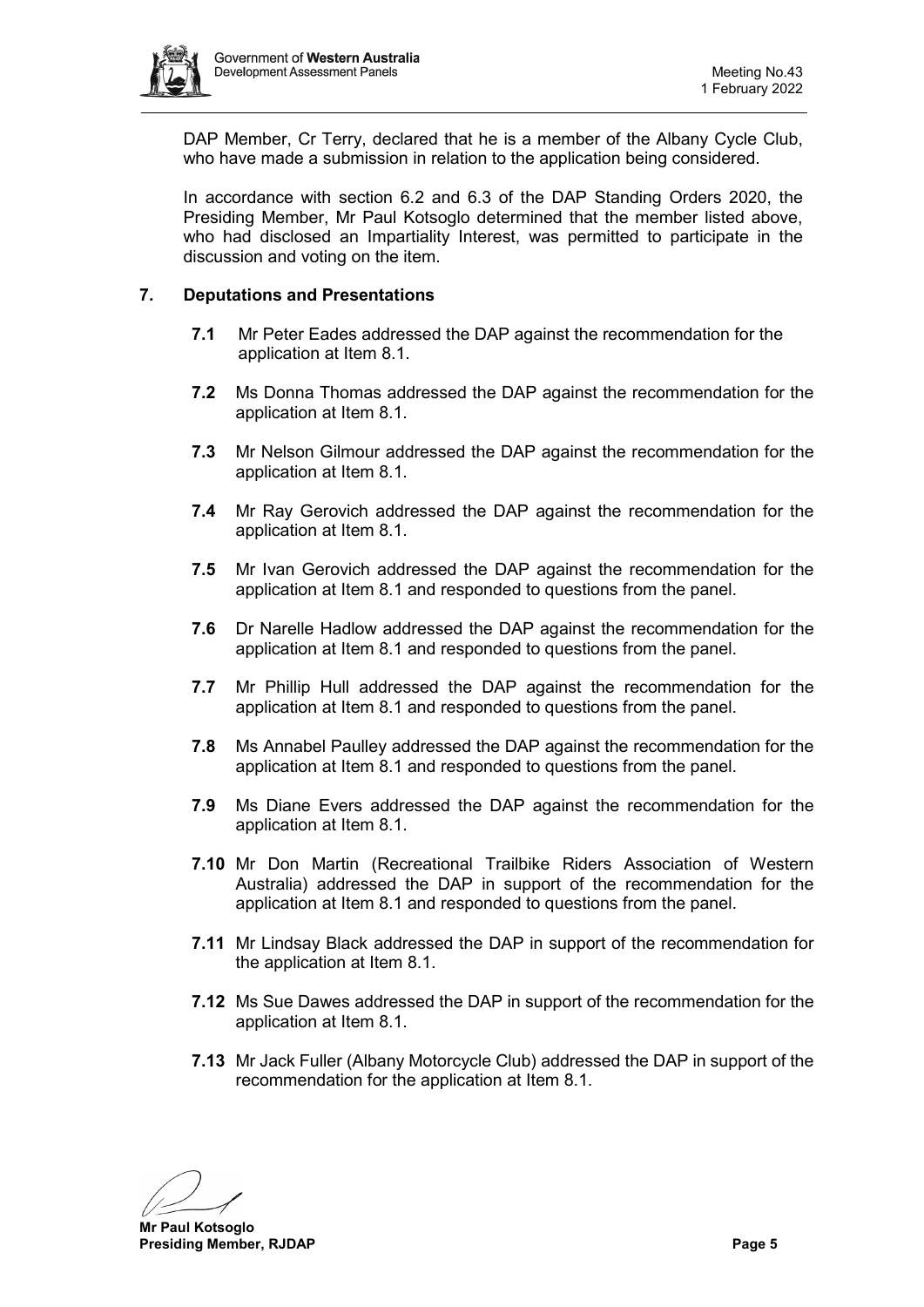DAP Member, Cr Terry, declared that he is a member of the Albany Cycle Club, who have made a submission in relation to the application being considered.

In accordance with section 6.2 and 6.3 of the DAP Standing Orders 2020, the Presiding Member, Mr Paul Kotsoglo determined that the member listed above, who had disclosed an Impartiality Interest, was permitted to participate in the discussion and voting on the item.

## 7. Deputations and Presentations

**7.1** Mr Peter Eades addressed the DAP against the recommendation for the application at Item 8.1.

**7.2** Ms Donna Thomas addressed the DAP against the recommendation for the application at Item 8.1.

**7.3** Mr Nelson Gilmour addressed the DAP against the recommendation for the application at Item 8.1.

**7.4** Mr Ray Gerovich addressed the DAP against the recommendation for the application at Item 8.1.

**7.5** Mr Ivan Gerovich addressed the DAP against the recommendation for the application at Item 8.1 and responded to questions from the panel.

**7.6** Dr Narelle Hadlow addressed the DAP against the recommendation for the application at Item 8.1 and responded to questions from the panel.

**7.7** Mr Phillip Hull addressed the DAP against the recommendation for the application at Item 8.1 and responded to questions from the panel.

**7.8** Ms Annabel Paulley addressed the DAP against the recommendation for the application at Item 8.1 and responded to questions from the panel.

**7.9** Ms Diane Evers addressed the DAP against the recommendation for the application at Item 8.1.

**7.10** Mr Don Martin (Recreational Trailbike Riders Association of Western Australia) addressed the DAP in support of the recommendation for the application at Item 8.1 and responded to questions from the panel.

**7.11** Mr Lindsay Black addressed the DAP in support of the recommendation for the application at Item 8.1.

**7.12** Ms Sue Dawes addressed the DAP in support of the recommendation for the application at Item 8.1.

**7.13** Mr Jack Fuller (Albany Motorcycle Club) addressed the DAP in support of the recommendation for the application at Item 8.1.

**Mr Paul Kotsoglo**
**Presiding Member, RJDAP**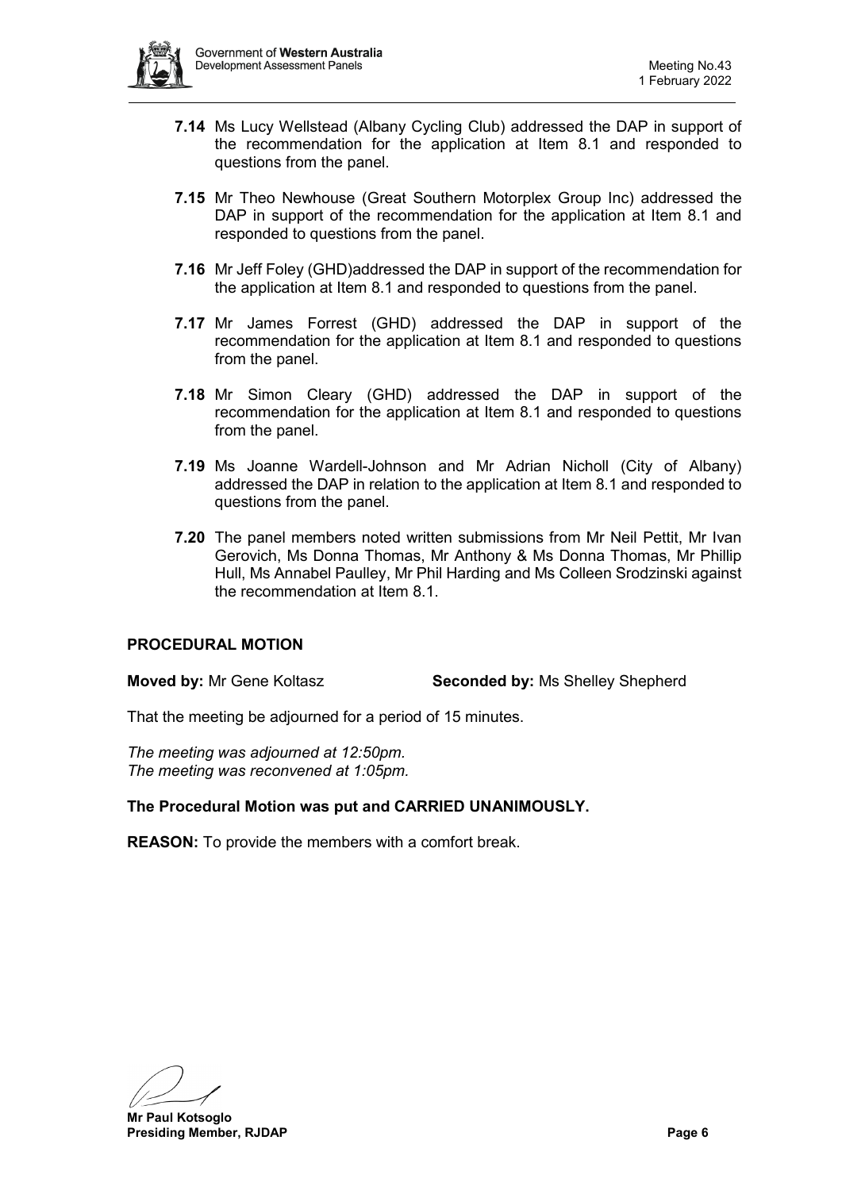**7.14** Ms Lucy Wellstead (Albany Cycling Club) addressed the DAP in support of the recommendation for the application at Item 8.1 and responded to questions from the panel.

**7.15** Mr Theo Newhouse (Great Southern Motorplex Group Inc) addressed the DAP in support of the recommendation for the application at Item 8.1 and responded to questions from the panel.

**7.16** Mr Jeff Foley (GHD)addressed the DAP in support of the recommendation for the application at Item 8.1 and responded to questions from the panel.

**7.17** Mr James Forrest (GHD) addressed the DAP in support of the recommendation for the application at Item 8.1 and responded to questions from the panel.

**7.18** Mr Simon Cleary (GHD) addressed the DAP in support of the recommendation for the application at Item 8.1 and responded to questions from the panel.

**7.19** Ms Joanne Wardell-Johnson and Mr Adrian Nicholl (City of Albany) addressed the DAP in relation to the application at Item 8.1 and responded to questions from the panel.

**7.20** The panel members noted written submissions from Mr Neil Pettit, Mr Ivan Gerovich, Ms Donna Thomas, Mr Anthony & Ms Donna Thomas, Mr Phillip Hull, Ms Annabel Paulley, Mr Phil Harding and Ms Colleen Srodzinski against the recommendation at Item 8.1.

**PROCEDURAL MOTION**

**Moved by:** Mr Gene Koltasz **Seconded by:** Ms Shelley Shepherd

That the meeting be adjourned for a period of 15 minutes.

*The meeting was adjourned at 12:50pm.*
*The meeting was reconvened at 1:05pm.*

**The Procedural Motion was put and CARRIED UNANIMOUSLY.**

**REASON:** To provide the members with a comfort break.

**Mr Paul Kotsoglo**
**Presiding Member, RJDAP**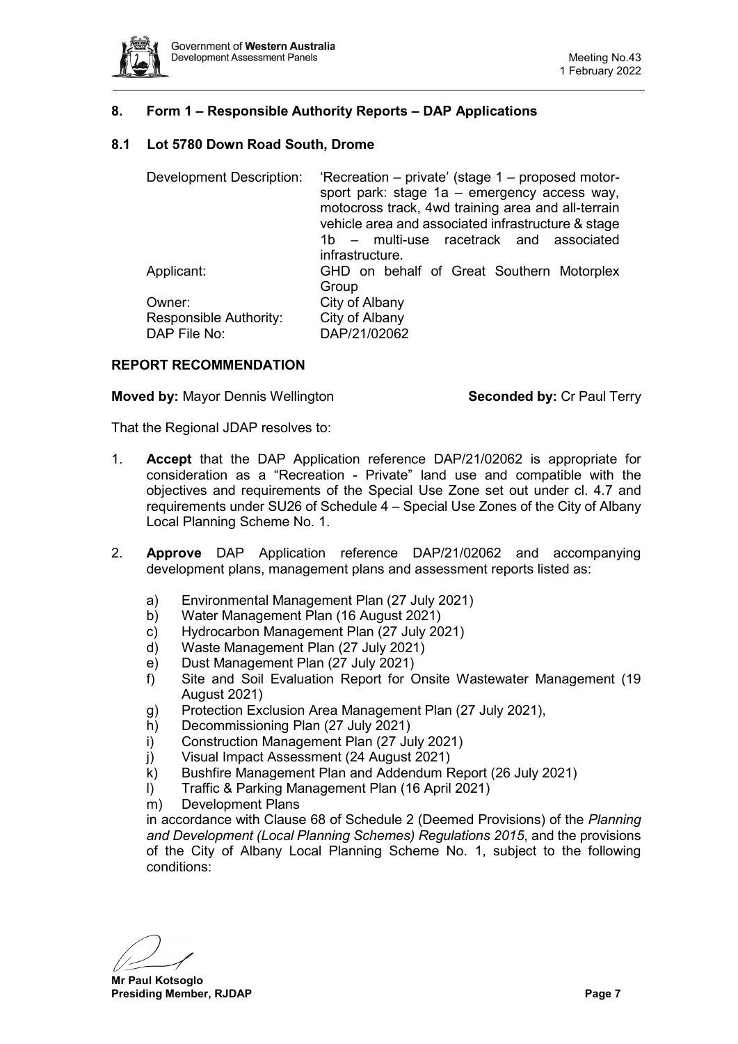## 8. Form 1 – Responsible Authority Reports – DAP Applications

### 8.1 Lot 5780 Down Road South, Drome

| | |
|---|---|
| Development Description: | 'Recreation – private' (stage 1 – proposed motor-sport park: stage 1a – emergency access way, motocross track, 4wd training area and all-terrain vehicle area and associated infrastructure & stage 1b – multi-use racetrack and associated infrastructure. |
| Applicant: | GHD on behalf of Great Southern Motorplex Group |
| Owner: | City of Albany |
| Responsible Authority: | City of Albany |
| DAP File No: | DAP/21/02062 |

**REPORT RECOMMENDATION**

**Moved by:** Mayor Dennis Wellington **Seconded by:** Cr Paul Terry

That the Regional JDAP resolves to:

1. **Accept** that the DAP Application reference DAP/21/02062 is appropriate for consideration as a "Recreation - Private" land use and compatible with the objectives and requirements of the Special Use Zone set out under cl. 4.7 and requirements under SU26 of Schedule 4 – Special Use Zones of the City of Albany Local Planning Scheme No. 1.

2. **Approve** DAP Application reference DAP/21/02062 and accompanying development plans, management plans and assessment reports listed as:

   a) Environmental Management Plan (27 July 2021)
   b) Water Management Plan (16 August 2021)
   c) Hydrocarbon Management Plan (27 July 2021)
   d) Waste Management Plan (27 July 2021)
   e) Dust Management Plan (27 July 2021)
   f) Site and Soil Evaluation Report for Onsite Wastewater Management (19 August 2021)
   g) Protection Exclusion Area Management Plan (27 July 2021),
   h) Decommissioning Plan (27 July 2021)
   i) Construction Management Plan (27 July 2021)
   j) Visual Impact Assessment (24 August 2021)
   k) Bushfire Management Plan and Addendum Report (26 July 2021)
   l) Traffic & Parking Management Plan (16 April 2021)
   m) Development Plans

   in accordance with Clause 68 of Schedule 2 (Deemed Provisions) of the *Planning and Development (Local Planning Schemes) Regulations 2015*, and the provisions of the City of Albany Local Planning Scheme No. 1, subject to the following conditions: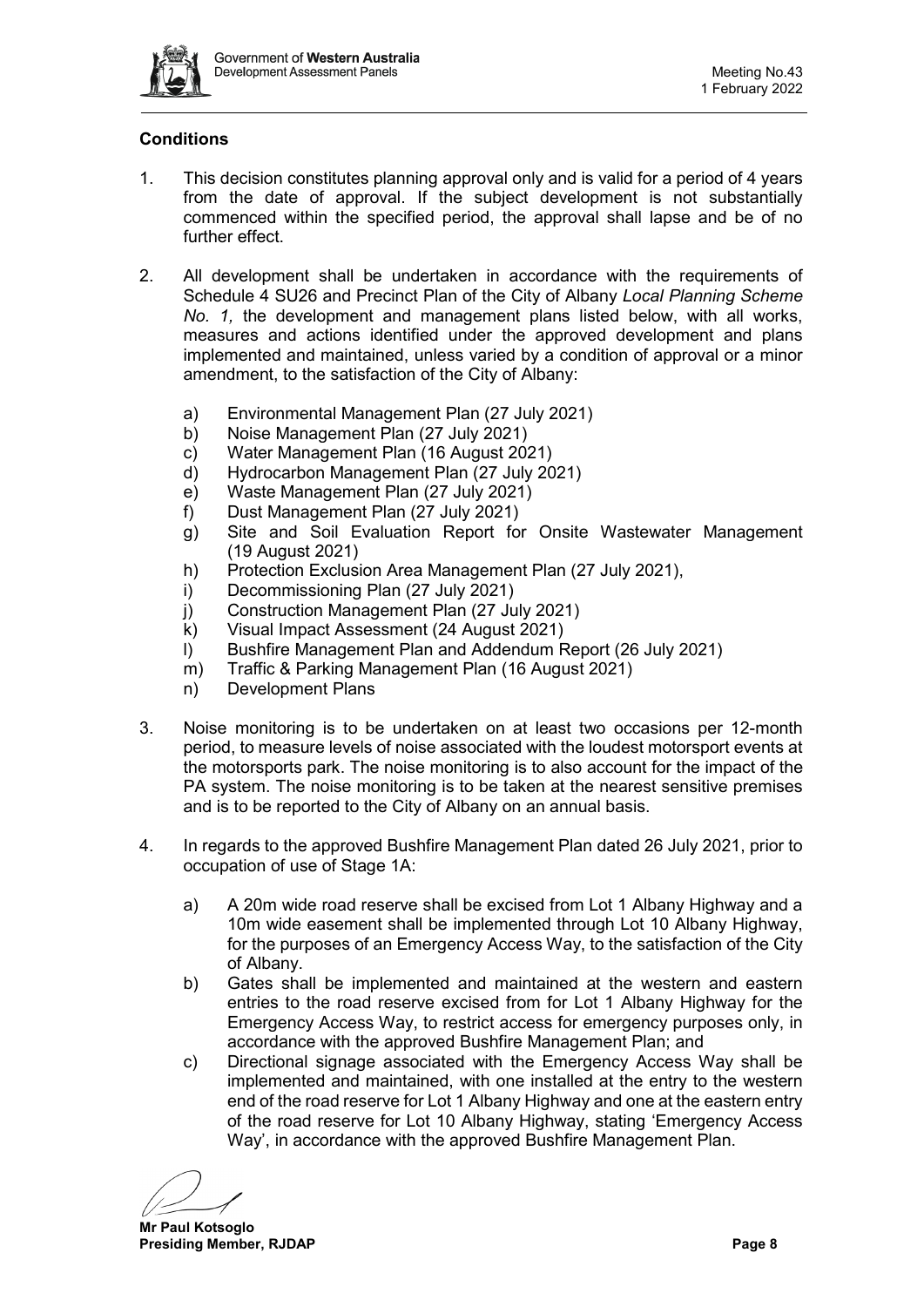## Conditions

1. This decision constitutes planning approval only and is valid for a period of 4 years from the date of approval. If the subject development is not substantially commenced within the specified period, the approval shall lapse and be of no further effect.

2. All development shall be undertaken in accordance with the requirements of Schedule 4 SU26 and Precinct Plan of the City of Albany *Local Planning Scheme No. 1,* the development and management plans listed below, with all works, measures and actions identified under the approved development and plans implemented and maintained, unless varied by a condition of approval or a minor amendment, to the satisfaction of the City of Albany:

   a) Environmental Management Plan (27 July 2021)
   b) Noise Management Plan (27 July 2021)
   c) Water Management Plan (16 August 2021)
   d) Hydrocarbon Management Plan (27 July 2021)
   e) Waste Management Plan (27 July 2021)
   f) Dust Management Plan (27 July 2021)
   g) Site and Soil Evaluation Report for Onsite Wastewater Management (19 August 2021)
   h) Protection Exclusion Area Management Plan (27 July 2021),
   i) Decommissioning Plan (27 July 2021)
   j) Construction Management Plan (27 July 2021)
   k) Visual Impact Assessment (24 August 2021)
   l) Bushfire Management Plan and Addendum Report (26 July 2021)
   m) Traffic & Parking Management Plan (16 August 2021)
   n) Development Plans

3. Noise monitoring is to be undertaken on at least two occasions per 12-month period, to measure levels of noise associated with the loudest motorsport events at the motorsports park. The noise monitoring is to also account for the impact of the PA system. The noise monitoring is to be taken at the nearest sensitive premises and is to be reported to the City of Albany on an annual basis.

4. In regards to the approved Bushfire Management Plan dated 26 July 2021, prior to occupation of use of Stage 1A:

   a) A 20m wide road reserve shall be excised from Lot 1 Albany Highway and a 10m wide easement shall be implemented through Lot 10 Albany Highway, for the purposes of an Emergency Access Way, to the satisfaction of the City of Albany.
   b) Gates shall be implemented and maintained at the western and eastern entries to the road reserve excised from for Lot 1 Albany Highway for the Emergency Access Way, to restrict access for emergency purposes only, in accordance with the approved Bushfire Management Plan; and
   c) Directional signage associated with the Emergency Access Way shall be implemented and maintained, with one installed at the entry to the western end of the road reserve for Lot 1 Albany Highway and one at the eastern entry of the road reserve for Lot 10 Albany Highway, stating 'Emergency Access Way', in accordance with the approved Bushfire Management Plan.

**Mr Paul Kotsoglo**
**Presiding Member, RJDAP**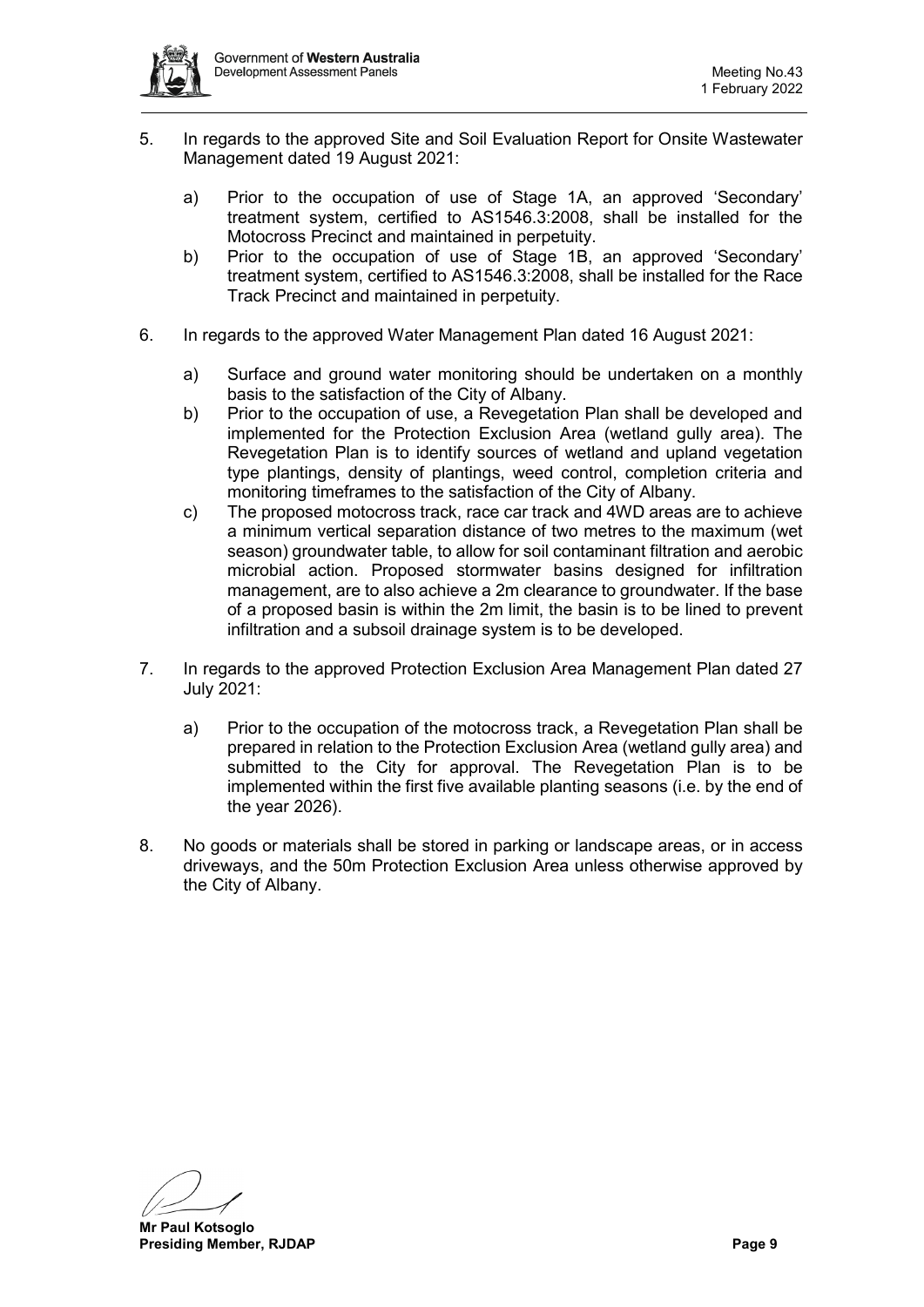5. In regards to the approved Site and Soil Evaluation Report for Onsite Wastewater Management dated 19 August 2021:

   a) Prior to the occupation of use of Stage 1A, an approved 'Secondary' treatment system, certified to AS1546.3:2008, shall be installed for the Motocross Precinct and maintained in perpetuity.
   b) Prior to the occupation of use of Stage 1B, an approved 'Secondary' treatment system, certified to AS1546.3:2008, shall be installed for the Race Track Precinct and maintained in perpetuity.

6. In regards to the approved Water Management Plan dated 16 August 2021:

   a) Surface and ground water monitoring should be undertaken on a monthly basis to the satisfaction of the City of Albany.
   b) Prior to the occupation of use, a Revegetation Plan shall be developed and implemented for the Protection Exclusion Area (wetland gully area). The Revegetation Plan is to identify sources of wetland and upland vegetation type plantings, density of plantings, weed control, completion criteria and monitoring timeframes to the satisfaction of the City of Albany.
   c) The proposed motocross track, race car track and 4WD areas are to achieve a minimum vertical separation distance of two metres to the maximum (wet season) groundwater table, to allow for soil contaminant filtration and aerobic microbial action. Proposed stormwater basins designed for infiltration management, are to also achieve a 2m clearance to groundwater. If the base of a proposed basin is within the 2m limit, the basin is to be lined to prevent infiltration and a subsoil drainage system is to be developed.

7. In regards to the approved Protection Exclusion Area Management Plan dated 27 July 2021:

   a) Prior to the occupation of the motocross track, a Revegetation Plan shall be prepared in relation to the Protection Exclusion Area (wetland gully area) and submitted to the City for approval. The Revegetation Plan is to be implemented within the first five available planting seasons (i.e. by the end of the year 2026).

8. No goods or materials shall be stored in parking or landscape areas, or in access driveways, and the 50m Protection Exclusion Area unless otherwise approved by the City of Albany.

**Mr Paul Kotsoglo**
**Presiding Member, RJDAP**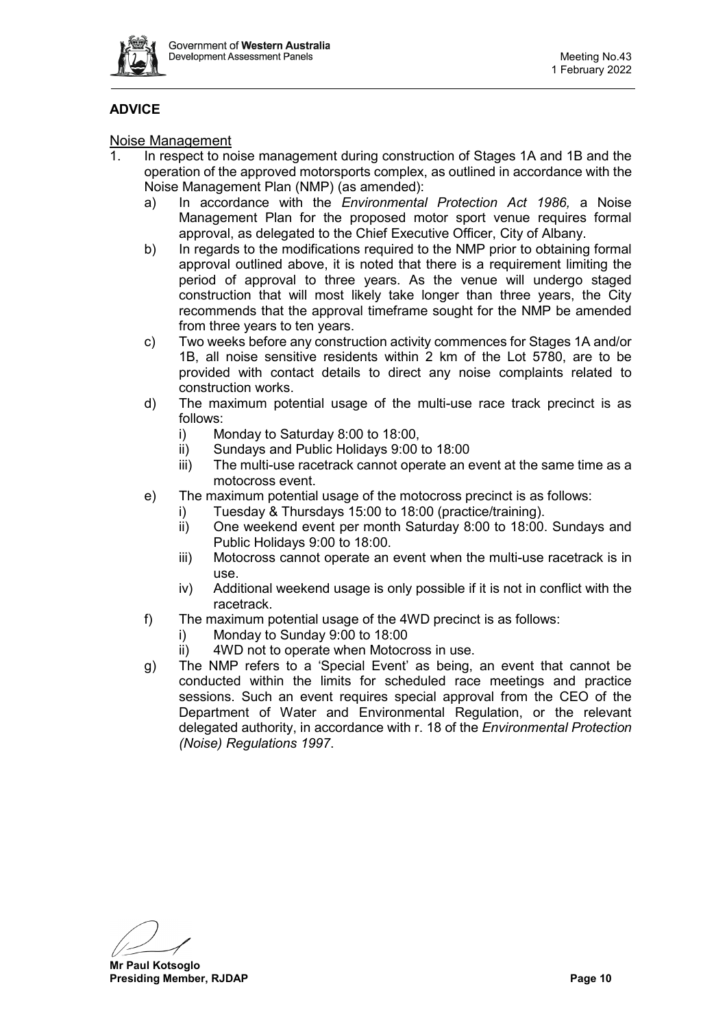## ADVICE

Noise Management

1. In respect to noise management during construction of Stages 1A and 1B and the operation of the approved motorsports complex, as outlined in accordance with the Noise Management Plan (NMP) (as amended):
   a) In accordance with the *Environmental Protection Act 1986,* a Noise Management Plan for the proposed motor sport venue requires formal approval, as delegated to the Chief Executive Officer, City of Albany.
   b) In regards to the modifications required to the NMP prior to obtaining formal approval outlined above, it is noted that there is a requirement limiting the period of approval to three years. As the venue will undergo staged construction that will most likely take longer than three years, the City recommends that the approval timeframe sought for the NMP be amended from three years to ten years.
   c) Two weeks before any construction activity commences for Stages 1A and/or 1B, all noise sensitive residents within 2 km of the Lot 5780, are to be provided with contact details to direct any noise complaints related to construction works.
   d) The maximum potential usage of the multi-use race track precinct is as follows:
      i) Monday to Saturday 8:00 to 18:00,
      ii) Sundays and Public Holidays 9:00 to 18:00
      iii) The multi-use racetrack cannot operate an event at the same time as a motocross event.
   e) The maximum potential usage of the motocross precinct is as follows:
      i) Tuesday & Thursdays 15:00 to 18:00 (practice/training).
      ii) One weekend event per month Saturday 8:00 to 18:00. Sundays and Public Holidays 9:00 to 18:00.
      iii) Motocross cannot operate an event when the multi-use racetrack is in use.
      iv) Additional weekend usage is only possible if it is not in conflict with the racetrack.
   f) The maximum potential usage of the 4WD precinct is as follows:
      i) Monday to Sunday 9:00 to 18:00
      ii) 4WD not to operate when Motocross in use.
   g) The NMP refers to a 'Special Event' as being, an event that cannot be conducted within the limits for scheduled race meetings and practice sessions. Such an event requires special approval from the CEO of the Department of Water and Environmental Regulation, or the relevant delegated authority, in accordance with r. 18 of the *Environmental Protection (Noise) Regulations 1997*.

**Mr Paul Kotsoglo**
**Presiding Member, RJDAP**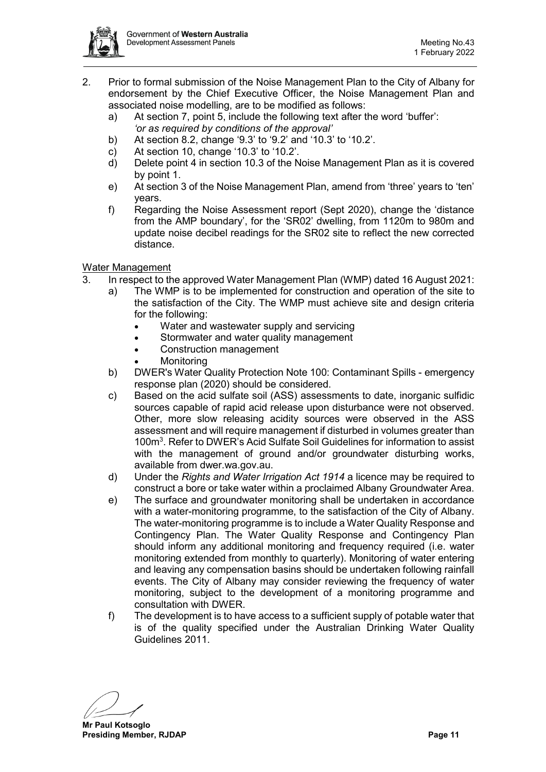2. Prior to formal submission of the Noise Management Plan to the City of Albany for endorsement by the Chief Executive Officer, the Noise Management Plan and associated noise modelling, are to be modified as follows:
   a) At section 7, point 5, include the following text after the word 'buffer': *'or as required by conditions of the approval'*
   b) At section 8.2, change '9.3' to '9.2' and '10.3' to '10.2'.
   c) At section 10, change '10.3' to '10.2'.
   d) Delete point 4 in section 10.3 of the Noise Management Plan as it is covered by point 1.
   e) At section 3 of the Noise Management Plan, amend from 'three' years to 'ten' years.
   f) Regarding the Noise Assessment report (Sept 2020), change the 'distance from the AMP boundary', for the 'SR02' dwelling, from 1120m to 980m and update noise decibel readings for the SR02 site to reflect the new corrected distance.

Water Management

3. In respect to the approved Water Management Plan (WMP) dated 16 August 2021:
   a) The WMP is to be implemented for construction and operation of the site to the satisfaction of the City. The WMP must achieve site and design criteria for the following:
      - Water and wastewater supply and servicing
      - Stormwater and water quality management
      - Construction management
      - Monitoring
   b) DWER's Water Quality Protection Note 100: Contaminant Spills - emergency response plan (2020) should be considered.
   c) Based on the acid sulfate soil (ASS) assessments to date, inorganic sulfidic sources capable of rapid acid release upon disturbance were not observed. Other, more slow releasing acidity sources were observed in the ASS assessment and will require management if disturbed in volumes greater than 100m$^3$. Refer to DWER's Acid Sulfate Soil Guidelines for information to assist with the management of ground and/or groundwater disturbing works, available from dwer.wa.gov.au.
   d) Under the *Rights and Water Irrigation Act 1914* a licence may be required to construct a bore or take water within a proclaimed Albany Groundwater Area.
   e) The surface and groundwater monitoring shall be undertaken in accordance with a water-monitoring programme, to the satisfaction of the City of Albany. The water-monitoring programme is to include a Water Quality Response and Contingency Plan. The Water Quality Response and Contingency Plan should inform any additional monitoring and frequency required (i.e. water monitoring extended from monthly to quarterly). Monitoring of water entering and leaving any compensation basins should be undertaken following rainfall events. The City of Albany may consider reviewing the frequency of water monitoring, subject to the development of a monitoring programme and consultation with DWER.
   f) The development is to have access to a sufficient supply of potable water that is of the quality specified under the Australian Drinking Water Quality Guidelines 2011.

**Mr Paul Kotsoglo**
**Presiding Member, RJDAP**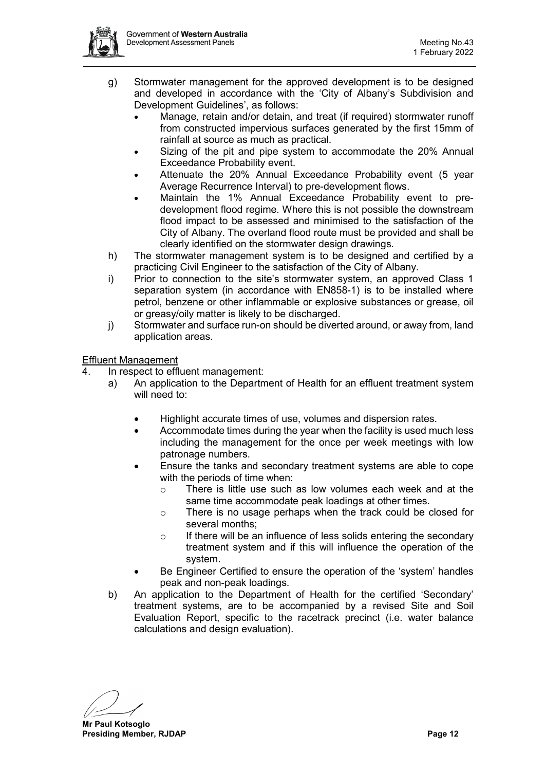g) Stormwater management for the approved development is to be designed and developed in accordance with the 'City of Albany's Subdivision and Development Guidelines', as follows:
   - Manage, retain and/or detain, and treat (if required) stormwater runoff from constructed impervious surfaces generated by the first 15mm of rainfall at source as much as practical.
   - Sizing of the pit and pipe system to accommodate the 20% Annual Exceedance Probability event.
   - Attenuate the 20% Annual Exceedance Probability event (5 year Average Recurrence Interval) to pre-development flows.
   - Maintain the 1% Annual Exceedance Probability event to pre-development flood regime. Where this is not possible the downstream flood impact to be assessed and minimised to the satisfaction of the City of Albany. The overland flood route must be provided and shall be clearly identified on the stormwater design drawings.

h) The stormwater management system is to be designed and certified by a practicing Civil Engineer to the satisfaction of the City of Albany.

i) Prior to connection to the site's stormwater system, an approved Class 1 separation system (in accordance with EN858-1) is to be installed where petrol, benzene or other inflammable or explosive substances or grease, oil or greasy/oily matter is likely to be discharged.

j) Stormwater and surface run-on should be diverted around, or away from, land application areas.

<u>Effluent Management</u>

4. In respect to effluent management:

   a) An application to the Department of Health for an effluent treatment system will need to:

      - Highlight accurate times of use, volumes and dispersion rates.
      - Accommodate times during the year when the facility is used much less including the management for the once per week meetings with low patronage numbers.
      - Ensure the tanks and secondary treatment systems are able to cope with the periods of time when:
        - There is little use such as low volumes each week and at the same time accommodate peak loadings at other times.
        - There is no usage perhaps when the track could be closed for several months;
        - If there will be an influence of less solids entering the secondary treatment system and if this will influence the operation of the system.
      - Be Engineer Certified to ensure the operation of the 'system' handles peak and non-peak loadings.

   b) An application to the Department of Health for the certified 'Secondary' treatment systems, are to be accompanied by a revised Site and Soil Evaluation Report, specific to the racetrack precinct (i.e. water balance calculations and design evaluation).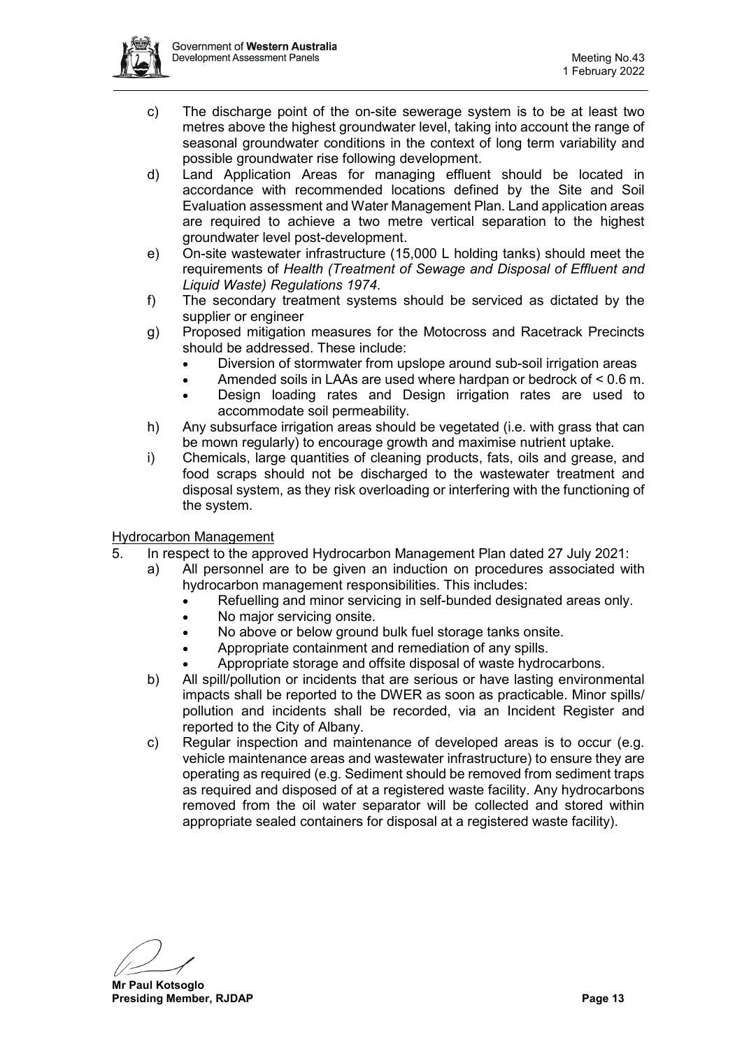c) The discharge point of the on-site sewerage system is to be at least two metres above the highest groundwater level, taking into account the range of seasonal groundwater conditions in the context of long term variability and possible groundwater rise following development.

d) Land Application Areas for managing effluent should be located in accordance with recommended locations defined by the Site and Soil Evaluation assessment and Water Management Plan. Land application areas are required to achieve a two metre vertical separation to the highest groundwater level post-development.

e) On-site wastewater infrastructure (15,000 L holding tanks) should meet the requirements of *Health (Treatment of Sewage and Disposal of Effluent and Liquid Waste) Regulations 1974.*

f) The secondary treatment systems should be serviced as dictated by the supplier or engineer

g) Proposed mitigation measures for the Motocross and Racetrack Precincts should be addressed. These include:
   - Diversion of stormwater from upslope around sub-soil irrigation areas
   - Amended soils in LAAs are used where hardpan or bedrock of < 0.6 m.
   - Design loading rates and Design irrigation rates are used to accommodate soil permeability.

h) Any subsurface irrigation areas should be vegetated (i.e. with grass that can be mown regularly) to encourage growth and maximise nutrient uptake.

i) Chemicals, large quantities of cleaning products, fats, oils and grease, and food scraps should not be discharged to the wastewater treatment and disposal system, as they risk overloading or interfering with the functioning of the system.

<u>Hydrocarbon Management</u>

5. In respect to the approved Hydrocarbon Management Plan dated 27 July 2021:

   a) All personnel are to be given an induction on procedures associated with hydrocarbon management responsibilities. This includes:
      - Refuelling and minor servicing in self-bunded designated areas only.
      - No major servicing onsite.
      - No above or below ground bulk fuel storage tanks onsite.
      - Appropriate containment and remediation of any spills.
      - Appropriate storage and offsite disposal of waste hydrocarbons.

   b) All spill/pollution or incidents that are serious or have lasting environmental impacts shall be reported to the DWER as soon as practicable. Minor spills/ pollution and incidents shall be recorded, via an Incident Register and reported to the City of Albany.

   c) Regular inspection and maintenance of developed areas is to occur (e.g. vehicle maintenance areas and wastewater infrastructure) to ensure they are operating as required (e.g. Sediment should be removed from sediment traps as required and disposed of at a registered waste facility. Any hydrocarbons removed from the oil water separator will be collected and stored within appropriate sealed containers for disposal at a registered waste facility).

**Mr Paul Kotsoglo**
**Presiding Member, RJDAP**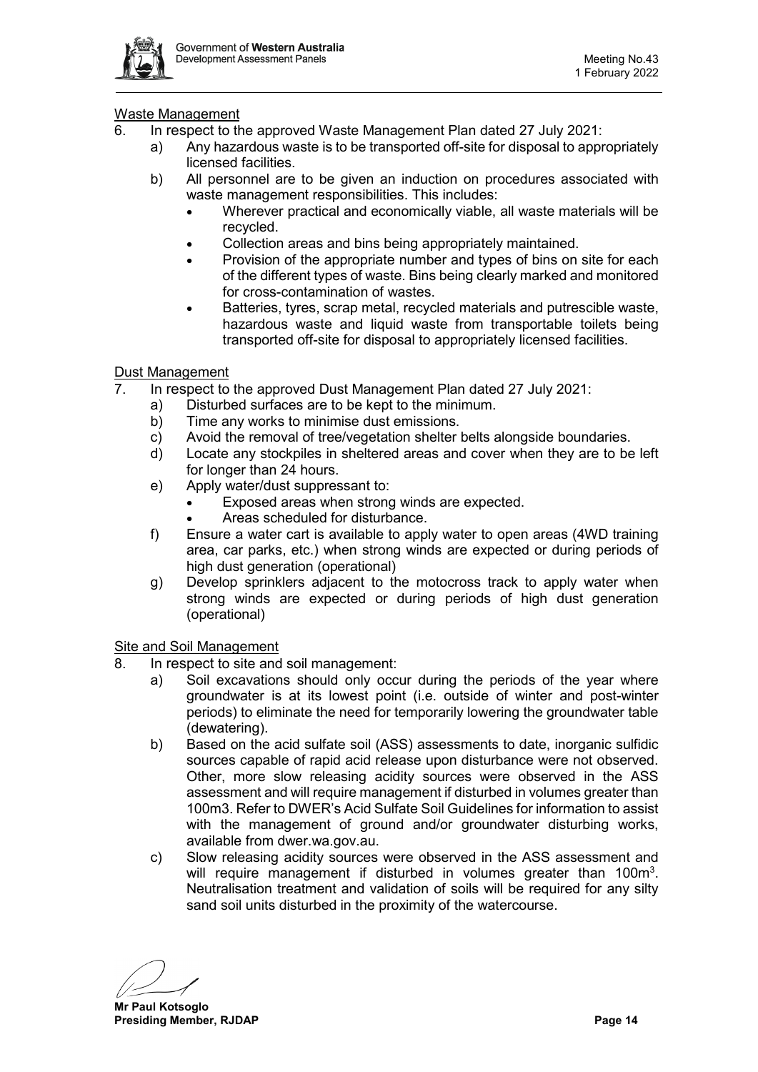Waste Management

6. In respect to the approved Waste Management Plan dated 27 July 2021:
   a) Any hazardous waste is to be transported off-site for disposal to appropriately licensed facilities.
   b) All personnel are to be given an induction on procedures associated with waste management responsibilities. This includes:
      - Wherever practical and economically viable, all waste materials will be recycled.
      - Collection areas and bins being appropriately maintained.
      - Provision of the appropriate number and types of bins on site for each of the different types of waste. Bins being clearly marked and monitored for cross-contamination of wastes.
      - Batteries, tyres, scrap metal, recycled materials and putrescible waste, hazardous waste and liquid waste from transportable toilets being transported off-site for disposal to appropriately licensed facilities.

Dust Management

7. In respect to the approved Dust Management Plan dated 27 July 2021:
   a) Disturbed surfaces are to be kept to the minimum.
   b) Time any works to minimise dust emissions.
   c) Avoid the removal of tree/vegetation shelter belts alongside boundaries.
   d) Locate any stockpiles in sheltered areas and cover when they are to be left for longer than 24 hours.
   e) Apply water/dust suppressant to:
      - Exposed areas when strong winds are expected.
      - Areas scheduled for disturbance.
   f) Ensure a water cart is available to apply water to open areas (4WD training area, car parks, etc.) when strong winds are expected or during periods of high dust generation (operational)
   g) Develop sprinklers adjacent to the motocross track to apply water when strong winds are expected or during periods of high dust generation (operational)

Site and Soil Management

8. In respect to site and soil management:
   a) Soil excavations should only occur during the periods of the year where groundwater is at its lowest point (i.e. outside of winter and post-winter periods) to eliminate the need for temporarily lowering the groundwater table (dewatering).
   b) Based on the acid sulfate soil (ASS) assessments to date, inorganic sulfidic sources capable of rapid acid release upon disturbance were not observed. Other, more slow releasing acidity sources were observed in the ASS assessment and will require management if disturbed in volumes greater than 100m3. Refer to DWER's Acid Sulfate Soil Guidelines for information to assist with the management of ground and/or groundwater disturbing works, available from dwer.wa.gov.au.
   c) Slow releasing acidity sources were observed in the ASS assessment and will require management if disturbed in volumes greater than $100m^3$. Neutralisation treatment and validation of soils will be required for any silty sand soil units disturbed in the proximity of the watercourse.

**Mr Paul Kotsoglo**
**Presiding Member, RJDAP**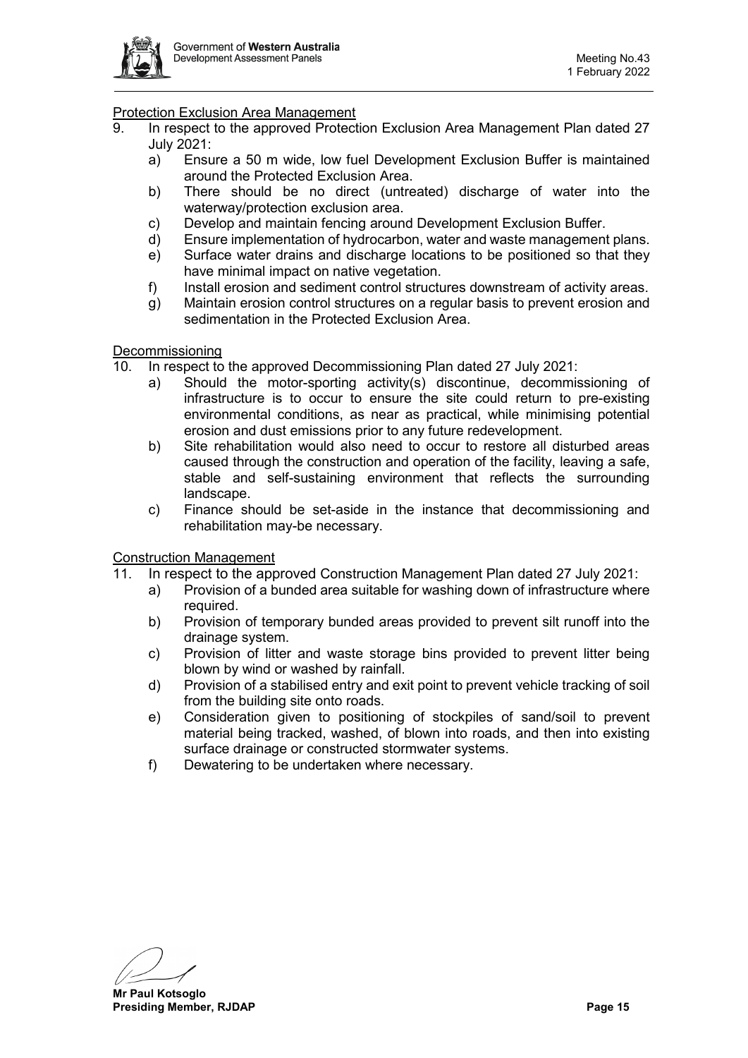Protection Exclusion Area Management

9. In respect to the approved Protection Exclusion Area Management Plan dated 27 July 2021:
   a) Ensure a 50 m wide, low fuel Development Exclusion Buffer is maintained around the Protected Exclusion Area.
   b) There should be no direct (untreated) discharge of water into the waterway/protection exclusion area.
   c) Develop and maintain fencing around Development Exclusion Buffer.
   d) Ensure implementation of hydrocarbon, water and waste management plans.
   e) Surface water drains and discharge locations to be positioned so that they have minimal impact on native vegetation.
   f) Install erosion and sediment control structures downstream of activity areas.
   g) Maintain erosion control structures on a regular basis to prevent erosion and sedimentation in the Protected Exclusion Area.

Decommissioning

10. In respect to the approved Decommissioning Plan dated 27 July 2021:
    a) Should the motor-sporting activity(s) discontinue, decommissioning of infrastructure is to occur to ensure the site could return to pre-existing environmental conditions, as near as practical, while minimising potential erosion and dust emissions prior to any future redevelopment.
    b) Site rehabilitation would also need to occur to restore all disturbed areas caused through the construction and operation of the facility, leaving a safe, stable and self-sustaining environment that reflects the surrounding landscape.
    c) Finance should be set-aside in the instance that decommissioning and rehabilitation may-be necessary.

Construction Management

11. In respect to the approved Construction Management Plan dated 27 July 2021:
    a) Provision of a bunded area suitable for washing down of infrastructure where required.
    b) Provision of temporary bunded areas provided to prevent silt runoff into the drainage system.
    c) Provision of litter and waste storage bins provided to prevent litter being blown by wind or washed by rainfall.
    d) Provision of a stabilised entry and exit point to prevent vehicle tracking of soil from the building site onto roads.
    e) Consideration given to positioning of stockpiles of sand/soil to prevent material being tracked, washed, of blown into roads, and then into existing surface drainage or constructed stormwater systems.
    f) Dewatering to be undertaken where necessary.

**Mr Paul Kotsoglo**
**Presiding Member, RJDAP**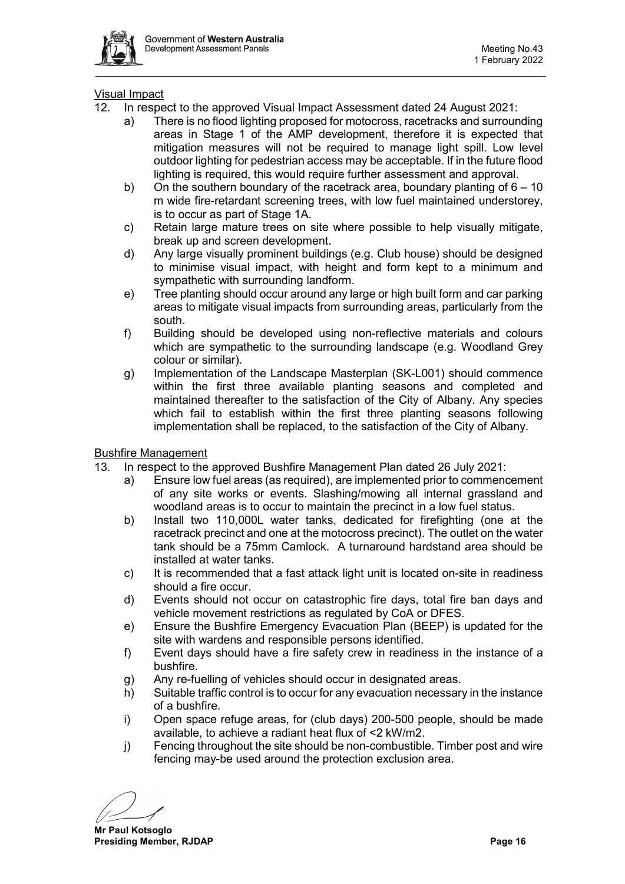Visual Impact

12. In respect to the approved Visual Impact Assessment dated 24 August 2021:
    a) There is no flood lighting proposed for motocross, racetracks and surrounding areas in Stage 1 of the AMP development, therefore it is expected that mitigation measures will not be required to manage light spill. Low level outdoor lighting for pedestrian access may be acceptable. If in the future flood lighting is required, this would require further assessment and approval.
    b) On the southern boundary of the racetrack area, boundary planting of 6 – 10 m wide fire-retardant screening trees, with low fuel maintained understorey, is to occur as part of Stage 1A.
    c) Retain large mature trees on site where possible to help visually mitigate, break up and screen development.
    d) Any large visually prominent buildings (e.g. Club house) should be designed to minimise visual impact, with height and form kept to a minimum and sympathetic with surrounding landform.
    e) Tree planting should occur around any large or high built form and car parking areas to mitigate visual impacts from surrounding areas, particularly from the south.
    f) Building should be developed using non-reflective materials and colours which are sympathetic to the surrounding landscape (e.g. Woodland Grey colour or similar).
    g) Implementation of the Landscape Masterplan (SK-L001) should commence within the first three available planting seasons and completed and maintained thereafter to the satisfaction of the City of Albany. Any species which fail to establish within the first three planting seasons following implementation shall be replaced, to the satisfaction of the City of Albany.

Bushfire Management

13. In respect to the approved Bushfire Management Plan dated 26 July 2021:
    a) Ensure low fuel areas (as required), are implemented prior to commencement of any site works or events. Slashing/mowing all internal grassland and woodland areas is to occur to maintain the precinct in a low fuel status.
    b) Install two 110,000L water tanks, dedicated for firefighting (one at the racetrack precinct and one at the motocross precinct). The outlet on the water tank should be a 75mm Camlock. A turnaround hardstand area should be installed at water tanks.
    c) It is recommended that a fast attack light unit is located on-site in readiness should a fire occur.
    d) Events should not occur on catastrophic fire days, total fire ban days and vehicle movement restrictions as regulated by CoA or DFES.
    e) Ensure the Bushfire Emergency Evacuation Plan (BEEP) is updated for the site with wardens and responsible persons identified.
    f) Event days should have a fire safety crew in readiness in the instance of a bushfire.
    g) Any re-fuelling of vehicles should occur in designated areas.
    h) Suitable traffic control is to occur for any evacuation necessary in the instance of a bushfire.
    i) Open space refuge areas, for (club days) 200-500 people, should be made available, to achieve a radiant heat flux of <2 kW/m2.
    j) Fencing throughout the site should be non-combustible. Timber post and wire fencing may-be used around the protection exclusion area.

**Mr Paul Kotsoglo**
**Presiding Member, RJDAP**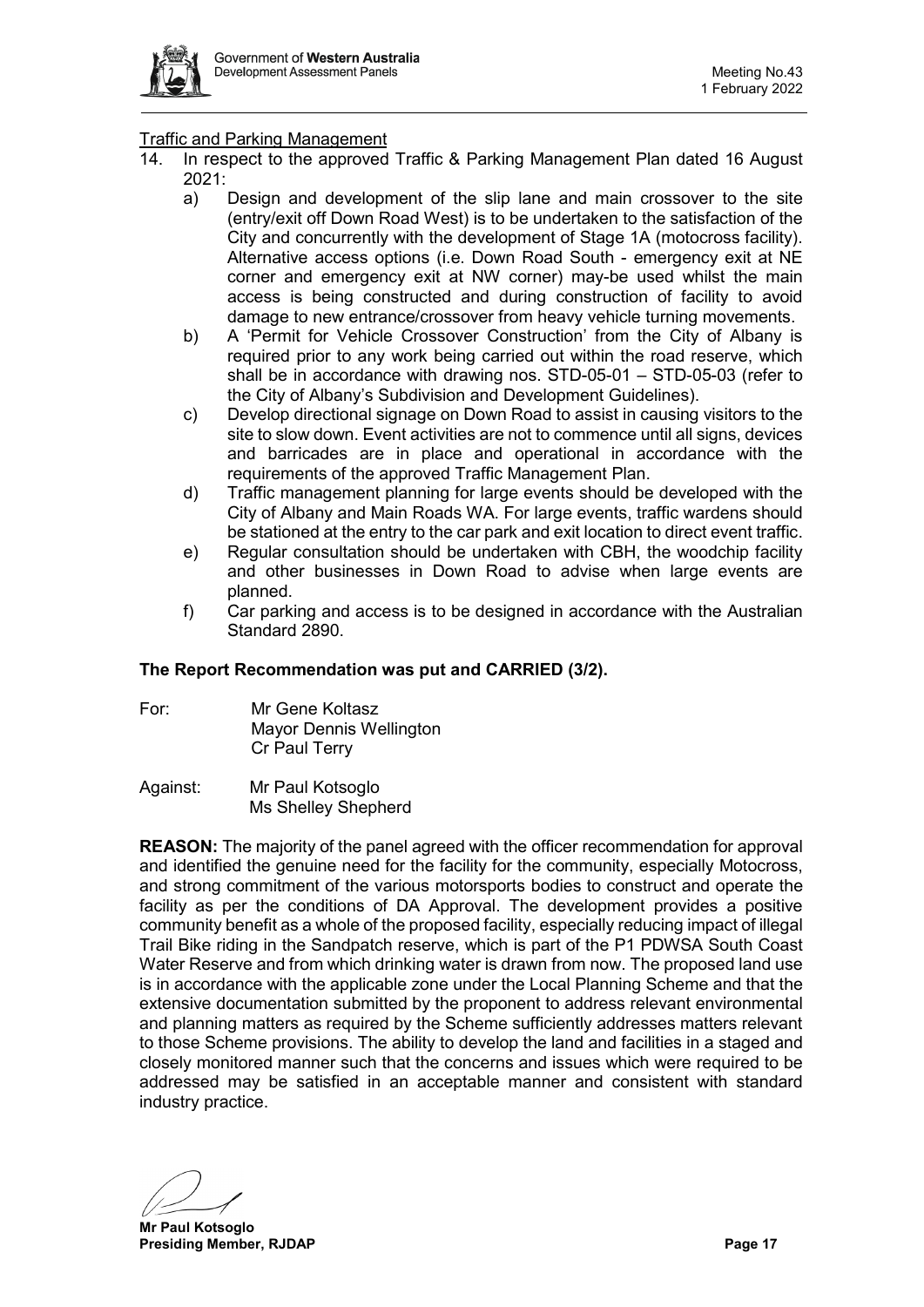Traffic and Parking Management

14. In respect to the approved Traffic & Parking Management Plan dated 16 August 2021:
    a) Design and development of the slip lane and main crossover to the site (entry/exit off Down Road West) is to be undertaken to the satisfaction of the City and concurrently with the development of Stage 1A (motocross facility). Alternative access options (i.e. Down Road South - emergency exit at NE corner and emergency exit at NW corner) may-be used whilst the main access is being constructed and during construction of facility to avoid damage to new entrance/crossover from heavy vehicle turning movements.
    b) A 'Permit for Vehicle Crossover Construction' from the City of Albany is required prior to any work being carried out within the road reserve, which shall be in accordance with drawing nos. STD-05-01 – STD-05-03 (refer to the City of Albany's Subdivision and Development Guidelines).
    c) Develop directional signage on Down Road to assist in causing visitors to the site to slow down. Event activities are not to commence until all signs, devices and barricades are in place and operational in accordance with the requirements of the approved Traffic Management Plan.
    d) Traffic management planning for large events should be developed with the City of Albany and Main Roads WA. For large events, traffic wardens should be stationed at the entry to the car park and exit location to direct event traffic.
    e) Regular consultation should be undertaken with CBH, the woodchip facility and other businesses in Down Road to advise when large events are planned.
    f) Car parking and access is to be designed in accordance with the Australian Standard 2890.

**The Report Recommendation was put and CARRIED (3/2).**

For: Mr Gene Koltasz
Mayor Dennis Wellington
Cr Paul Terry

Against: Mr Paul Kotsoglo
Ms Shelley Shepherd

**REASON:** The majority of the panel agreed with the officer recommendation for approval and identified the genuine need for the facility for the community, especially Motocross, and strong commitment of the various motorsports bodies to construct and operate the facility as per the conditions of DA Approval. The development provides a positive community benefit as a whole of the proposed facility, especially reducing impact of illegal Trail Bike riding in the Sandpatch reserve, which is part of the P1 PDWSA South Coast Water Reserve and from which drinking water is drawn from now. The proposed land use is in accordance with the applicable zone under the Local Planning Scheme and that the extensive documentation submitted by the proponent to address relevant environmental and planning matters as required by the Scheme sufficiently addresses matters relevant to those Scheme provisions. The ability to develop the land and facilities in a staged and closely monitored manner such that the concerns and issues which were required to be addressed may be satisfied in an acceptable manner and consistent with standard industry practice.

**Mr Paul Kotsoglo**
**Presiding Member, RJDAP**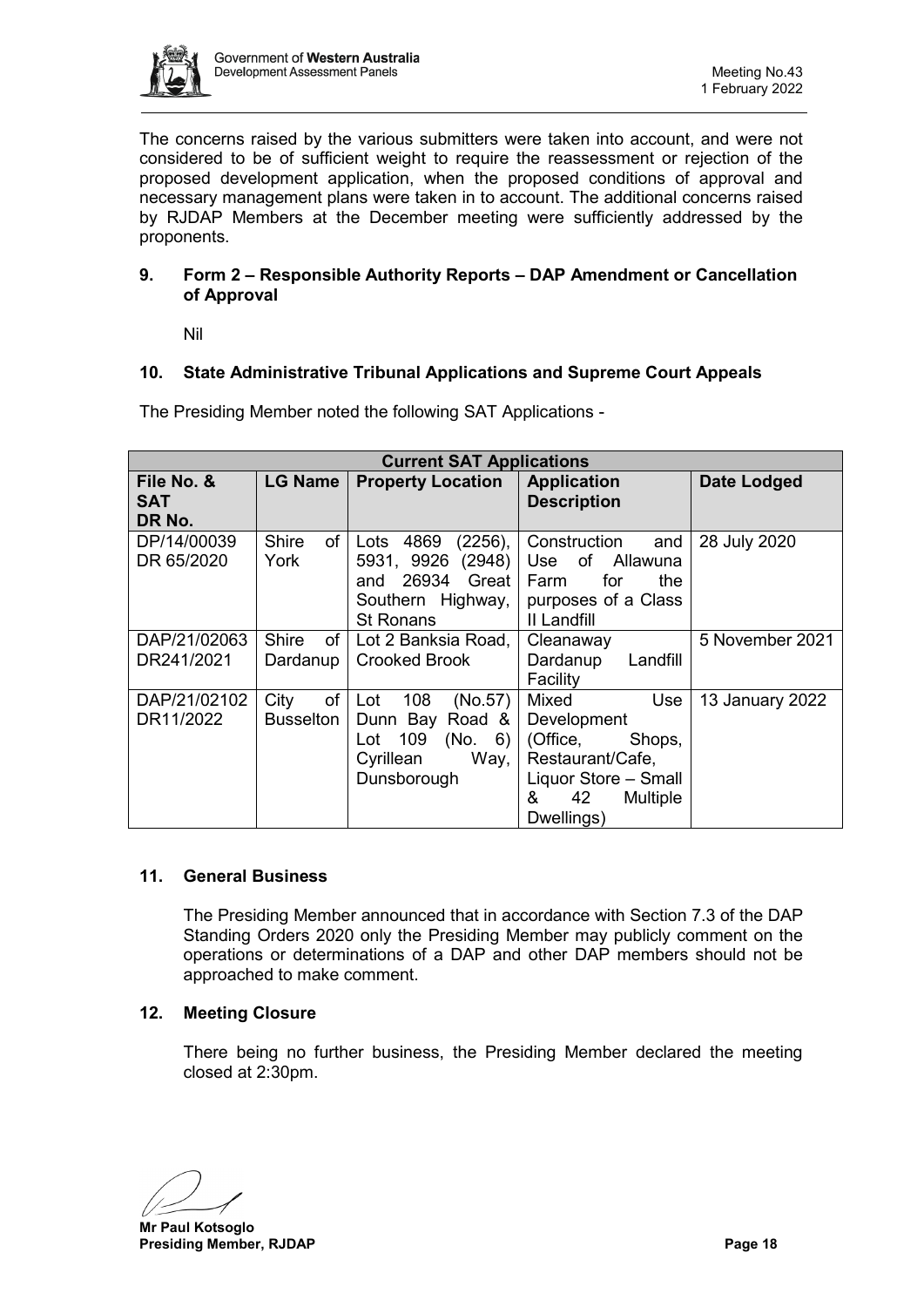The concerns raised by the various submitters were taken into account, and were not considered to be of sufficient weight to require the reassessment or rejection of the proposed development application, when the proposed conditions of approval and necessary management plans were taken in to account. The additional concerns raised by RJDAP Members at the December meeting were sufficiently addressed by the proponents.

## 9. Form 2 – Responsible Authority Reports – DAP Amendment or Cancellation of Approval

Nil

## 10. State Administrative Tribunal Applications and Supreme Court Appeals

The Presiding Member noted the following SAT Applications -

| **Current SAT Applications** | | | | |
|---|---|---|---|---|
| **File No. & SAT DR No.** | **LG Name** | **Property Location** | **Application Description** | **Date Lodged** |
| DP/14/00039 DR 65/2020 | Shire of York | Lots 4869 (2256), 5931, 9926 (2948) and 26934 Great Southern Highway, St Ronans | Construction and Use of Allawuna Farm for the purposes of a Class II Landfill | 28 July 2020 |
| DAP/21/02063 DR241/2021 | Shire of Dardanup | Lot 2 Banksia Road, Crooked Brook | Cleanaway Dardanup Landfill Facility | 5 November 2021 |
| DAP/21/02102 DR11/2022 | City of Busselton | Lot 108 (No.57) Dunn Bay Road & Lot 109 (No. 6) Cyrillean Way, Dunsborough | Mixed Use Development (Office, Shops, Restaurant/Cafe, Liquor Store – Small & 42 Multiple Dwellings) | 13 January 2022 |

## 11. General Business

The Presiding Member announced that in accordance with Section 7.3 of the DAP Standing Orders 2020 only the Presiding Member may publicly comment on the operations or determinations of a DAP and other DAP members should not be approached to make comment.

## 12. Meeting Closure

There being no further business, the Presiding Member declared the meeting closed at 2:30pm.

**Mr Paul Kotsoglo**
**Presiding Member, RJDAP**